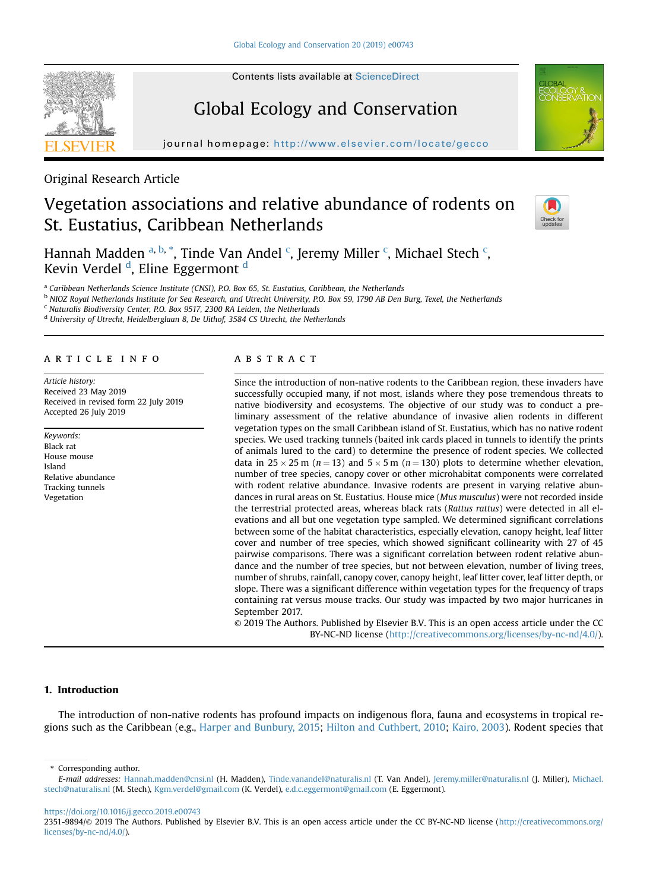Original Research Article

# Vegetation associations and relative abundance of rodents on St. Eustatius, Caribbean Netherlands

Hannah Madden [a, b, *], Tinde Van Andel [c], Jeremy Miller [c], Michael Stech [c], Kevin Verdel [d], Eline Eggermont [d]

[a] Caribbean Netherlands Science Institute (CNSI), P.O. Box 65, St. Eustatius, Caribbean, the Netherlands
[b] NIOZ Royal Netherlands Institute for Sea Research, and Utrecht University, P.O. Box 59, 1790 AB Den Burg, Texel, the Netherlands
[c] Naturalis Biodiversity Center, P.O. Box 9517, 2300 RA Leiden, the Netherlands
[d] University of Utrecht, Heidelberglaan 8, De Uithof, 3584 CS Utrecht, the Netherlands

## ARTICLE INFO

*Article history:*
Received 23 May 2019
Received in revised form 22 July 2019
Accepted 26 July 2019

*Keywords:*
Black rat
House mouse
Island
Relative abundance
Tracking tunnels
Vegetation

## ABSTRACT

Since the introduction of non-native rodents to the Caribbean region, these invaders have successfully occupied many, if not most, islands where they pose tremendous threats to native biodiversity and ecosystems. The objective of our study was to conduct a preliminary assessment of the relative abundance of invasive alien rodents in different vegetation types on the small Caribbean island of St. Eustatius, which has no native rodent species. We used tracking tunnels (baited ink cards placed in tunnels to identify the prints of animals lured to the card) to determine the presence of rodent species. We collected data in $25 \times 25$ m ($n = 13$) and $5 \times 5$ m ($n = 130$) plots to determine whether elevation, number of tree species, canopy cover or other microhabitat components were correlated with rodent relative abundance. Invasive rodents are present in varying relative abundances in rural areas on St. Eustatius. House mice (*Mus musculus*) were not recorded inside the terrestrial protected areas, whereas black rats (*Rattus rattus*) were detected in all elevations and all but one vegetation type sampled. We determined significant correlations between some of the habitat characteristics, especially elevation, canopy height, leaf litter cover and number of tree species, which showed significant collinearity with 27 of 45 pairwise comparisons. There was a significant correlation between rodent relative abundance and the number of tree species, but not between elevation, number of living trees, number of shrubs, rainfall, canopy cover, canopy height, leaf litter cover, leaf litter depth, or slope. There was a significant difference within vegetation types for the frequency of traps containing rat versus mouse tracks. Our study was impacted by two major hurricanes in September 2017.

© 2019 The Authors. Published by Elsevier B.V. This is an open access article under the CC BY-NC-ND license (http://creativecommons.org/licenses/by-nc-nd/4.0/).

## 1. Introduction

The introduction of non-native rodents has profound impacts on indigenous flora, fauna and ecosystems in tropical regions such as the Caribbean (e.g., Harper and Bunbury, 2015; Hilton and Cuthbert, 2010; Kairo, 2003). Rodent species that

\* Corresponding author.
*E-mail addresses:* Hannah.madden@cnsi.nl (H. Madden), Tinde.vanandel@naturalis.nl (T. Van Andel), Jeremy.miller@naturalis.nl (J. Miller), Michael.stech@naturalis.nl (M. Stech), Kgm.verdel@gmail.com (K. Verdel), e.d.c.eggermont@gmail.com (E. Eggermont).

https://doi.org/10.1016/j.gecco.2019.e00743
2351-9894/© 2019 The Authors. Published by Elsevier B.V. This is an open access article under the CC BY-NC-ND license (http://creativecommons.org/licenses/by-nc-nd/4.0/).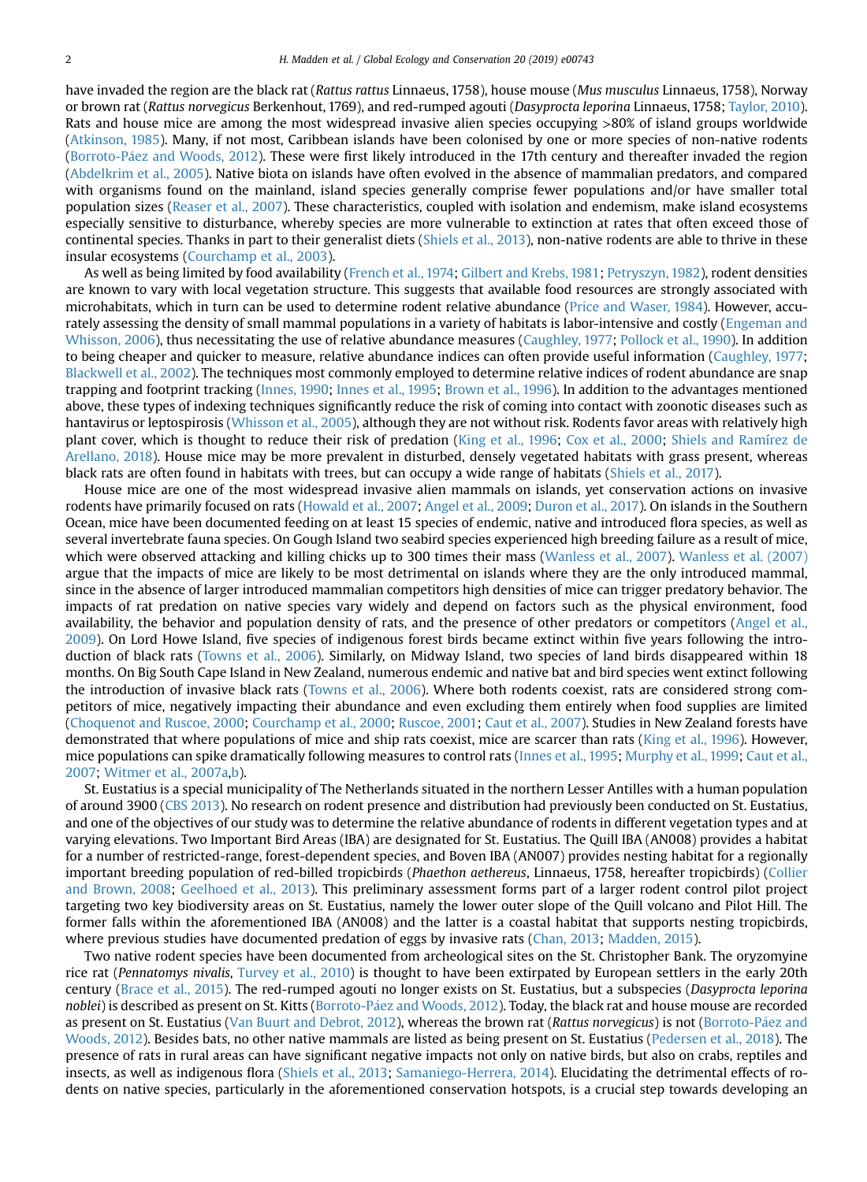have invaded the region are the black rat (*Rattus rattus* Linnaeus, 1758), house mouse (*Mus musculus* Linnaeus, 1758), Norway or brown rat (*Rattus norvegicus* Berkenhout, 1769), and red-rumped agouti (*Dasyprocta leporina* Linnaeus, 1758; Taylor, 2010). Rats and house mice are among the most widespread invasive alien species occupying >80% of island groups worldwide (Atkinson, 1985). Many, if not most, Caribbean islands have been colonised by one or more species of non-native rodents (Borroto-Páez and Woods, 2012). These were first likely introduced in the 17th century and thereafter invaded the region (Abdelkrim et al., 2005). Native biota on islands have often evolved in the absence of mammalian predators, and compared with organisms found on the mainland, island species generally comprise fewer populations and/or have smaller total population sizes (Reaser et al., 2007). These characteristics, coupled with isolation and endemism, make island ecosystems especially sensitive to disturbance, whereby species are more vulnerable to extinction at rates that often exceed those of continental species. Thanks in part to their generalist diets (Shiels et al., 2013), non-native rodents are able to thrive in these insular ecosystems (Courchamp et al., 2003).

As well as being limited by food availability (French et al., 1974; Gilbert and Krebs, 1981; Petryszyn, 1982), rodent densities are known to vary with local vegetation structure. This suggests that available food resources are strongly associated with microhabitats, which in turn can be used to determine rodent relative abundance (Price and Waser, 1984). However, accurately assessing the density of small mammal populations in a variety of habitats is labor-intensive and costly (Engeman and Whisson, 2006), thus necessitating the use of relative abundance measures (Caughley, 1977; Pollock et al., 1990). In addition to being cheaper and quicker to measure, relative abundance indices can often provide useful information (Caughley, 1977; Blackwell et al., 2002). The techniques most commonly employed to determine relative indices of rodent abundance are snap trapping and footprint tracking (Innes, 1990; Innes et al., 1995; Brown et al., 1996). In addition to the advantages mentioned above, these types of indexing techniques significantly reduce the risk of coming into contact with zoonotic diseases such as hantavirus or leptospirosis (Whisson et al., 2005), although they are not without risk. Rodents favor areas with relatively high plant cover, which is thought to reduce their risk of predation (King et al., 1996; Cox et al., 2000; Shiels and Ramírez de Arellano, 2018). House mice may be more prevalent in disturbed, densely vegetated habitats with grass present, whereas black rats are often found in habitats with trees, but can occupy a wide range of habitats (Shiels et al., 2017).

House mice are one of the most widespread invasive alien mammals on islands, yet conservation actions on invasive rodents have primarily focused on rats (Howald et al., 2007; Angel et al., 2009; Duron et al., 2017). On islands in the Southern Ocean, mice have been documented feeding on at least 15 species of endemic, native and introduced flora species, as well as several invertebrate fauna species. On Gough Island two seabird species experienced high breeding failure as a result of mice, which were observed attacking and killing chicks up to 300 times their mass (Wanless et al., 2007). Wanless et al. (2007) argue that the impacts of mice are likely to be most detrimental on islands where they are the only introduced mammal, since in the absence of larger introduced mammalian competitors high densities of mice can trigger predatory behavior. The impacts of rat predation on native species vary widely and depend on factors such as the physical environment, food availability, the behavior and population density of rats, and the presence of other predators or competitors (Angel et al., 2009). On Lord Howe Island, five species of indigenous forest birds became extinct within five years following the introduction of black rats (Towns et al., 2006). Similarly, on Midway Island, two species of land birds disappeared within 18 months. On Big South Cape Island in New Zealand, numerous endemic and native bat and bird species went extinct following the introduction of invasive black rats (Towns et al., 2006). Where both rodents coexist, rats are considered strong competitors of mice, negatively impacting their abundance and even excluding them entirely when food supplies are limited (Choquenot and Ruscoe, 2000; Courchamp et al., 2000; Ruscoe, 2001; Caut et al., 2007). Studies in New Zealand forests have demonstrated that where populations of mice and ship rats coexist, mice are scarcer than rats (King et al., 1996). However, mice populations can spike dramatically following measures to control rats (Innes et al., 1995; Murphy et al., 1999; Caut et al., 2007; Witmer et al., 2007a,b).

St. Eustatius is a special municipality of The Netherlands situated in the northern Lesser Antilles with a human population of around 3900 (CBS 2013). No research on rodent presence and distribution had previously been conducted on St. Eustatius, and one of the objectives of our study was to determine the relative abundance of rodents in different vegetation types and at varying elevations. Two Important Bird Areas (IBA) are designated for St. Eustatius. The Quill IBA (AN008) provides a habitat for a number of restricted-range, forest-dependent species, and Boven IBA (AN007) provides nesting habitat for a regionally important breeding population of red-billed tropicbirds (*Phaethon aethereus*, Linnaeus, 1758, hereafter tropicbirds) (Collier and Brown, 2008; Geelhoed et al., 2013). This preliminary assessment forms part of a larger rodent control pilot project targeting two key biodiversity areas on St. Eustatius, namely the lower outer slope of the Quill volcano and Pilot Hill. The former falls within the aforementioned IBA (AN008) and the latter is a coastal habitat that supports nesting tropicbirds, where previous studies have documented predation of eggs by invasive rats (Chan, 2013; Madden, 2015).

Two native rodent species have been documented from archeological sites on the St. Christopher Bank. The oryzomyine rice rat (*Pennatomys nivalis*, Turvey et al., 2010) is thought to have been extirpated by European settlers in the early 20th century (Brace et al., 2015). The red-rumped agouti no longer exists on St. Eustatius, but a subspecies (*Dasyprocta leporina noblei*) is described as present on St. Kitts (Borroto-Páez and Woods, 2012). Today, the black rat and house mouse are recorded as present on St. Eustatius (Van Buurt and Debrot, 2012), whereas the brown rat (*Rattus norvegicus*) is not (Borroto-Páez and Woods, 2012). Besides bats, no other native mammals are listed as being present on St. Eustatius (Pedersen et al., 2018). The presence of rats in rural areas can have significant negative impacts not only on native birds, but also on crabs, reptiles and insects, as well as indigenous flora (Shiels et al., 2013; Samaniego-Herrera, 2014). Elucidating the detrimental effects of rodents on native species, particularly in the aforementioned conservation hotspots, is a crucial step towards developing an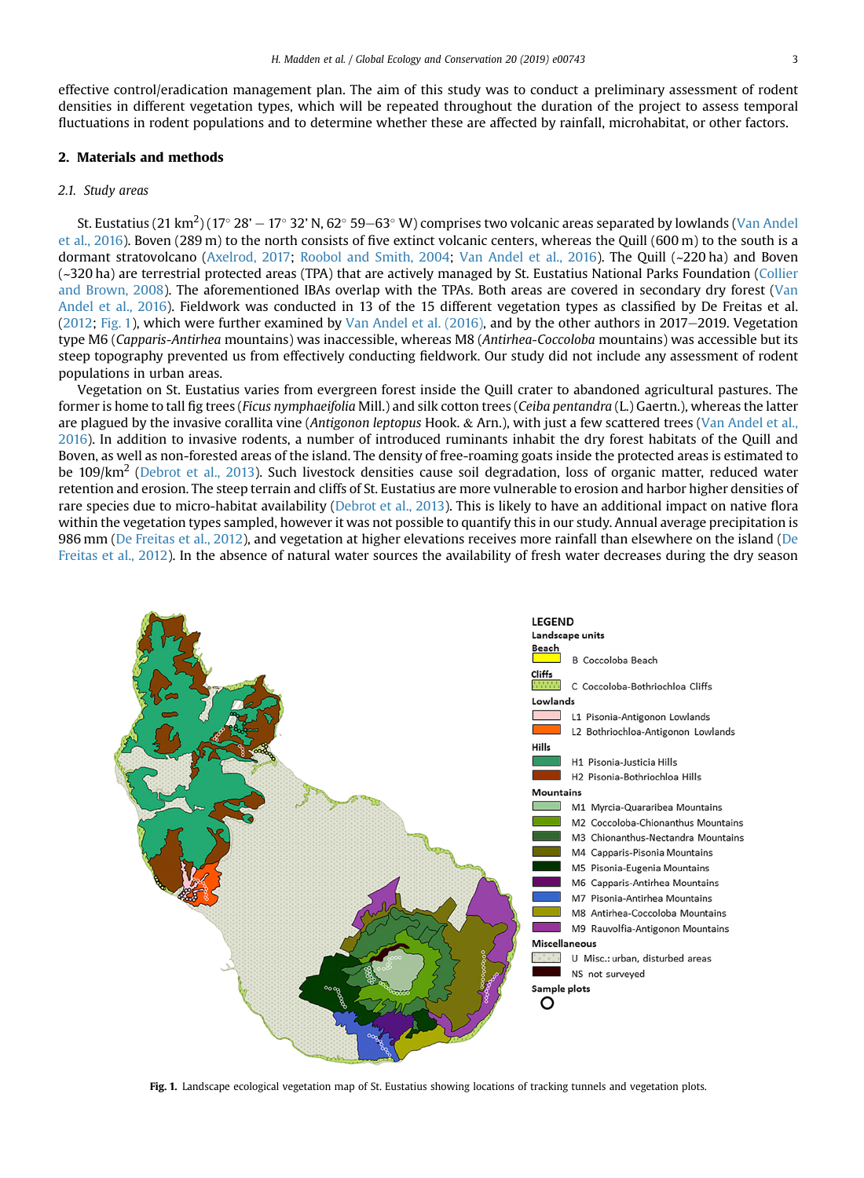effective control/eradication management plan. The aim of this study was to conduct a preliminary assessment of rodent densities in different vegetation types, which will be repeated throughout the duration of the project to assess temporal fluctuations in rodent populations and to determine whether these are affected by rainfall, microhabitat, or other factors.

## 2. Materials and methods

### 2.1. Study areas

St. Eustatius (21 km$^2$) (17° 28' − 17° 32' N, 62° 59−63° W) comprises two volcanic areas separated by lowlands (Van Andel et al., 2016). Boven (289 m) to the north consists of five extinct volcanic centers, whereas the Quill (600 m) to the south is a dormant stratovolcano (Axelrod, 2017; Roobol and Smith, 2004; Van Andel et al., 2016). The Quill (~220 ha) and Boven (~320 ha) are terrestrial protected areas (TPA) that are actively managed by St. Eustatius National Parks Foundation (Collier and Brown, 2008). The aforementioned IBAs overlap with the TPAs. Both areas are covered in secondary dry forest (Van Andel et al., 2016). Fieldwork was conducted in 13 of the 15 different vegetation types as classified by De Freitas et al. (2012; Fig. 1), which were further examined by Van Andel et al. (2016), and by the other authors in 2017–2019. Vegetation type M6 (*Capparis-Antirhea* mountains) was inaccessible, whereas M8 (*Antirhea-Coccoloba* mountains) was accessible but its steep topography prevented us from effectively conducting fieldwork. Our study did not include any assessment of rodent populations in urban areas.

Vegetation on St. Eustatius varies from evergreen forest inside the Quill crater to abandoned agricultural pastures. The former is home to tall fig trees (*Ficus nymphaeifolia* Mill.) and silk cotton trees (*Ceiba pentandra* (L.) Gaertn.), whereas the latter are plagued by the invasive corallita vine (*Antigonon leptopus* Hook. & Arn.), with just a few scattered trees (Van Andel et al., 2016). In addition to invasive rodents, a number of introduced ruminants inhabit the dry forest habitats of the Quill and Boven, as well as non-forested areas of the island. The density of free-roaming goats inside the protected areas is estimated to be 109/km$^2$ (Debrot et al., 2013). Such livestock densities cause soil degradation, loss of organic matter, reduced water retention and erosion. The steep terrain and cliffs of St. Eustatius are more vulnerable to erosion and harbor higher densities of rare species due to micro-habitat availability (Debrot et al., 2013). This is likely to have an additional impact on native flora within the vegetation types sampled, however it was not possible to quantify this in our study. Annual average precipitation is 986 mm (De Freitas et al., 2012), and vegetation at higher elevations receives more rainfall than elsewhere on the island (De Freitas et al., 2012). In the absence of natural water sources the availability of fresh water decreases during the dry season

**Fig. 1.** Landscape ecological vegetation map of St. Eustatius showing locations of tracking tunnels and vegetation plots.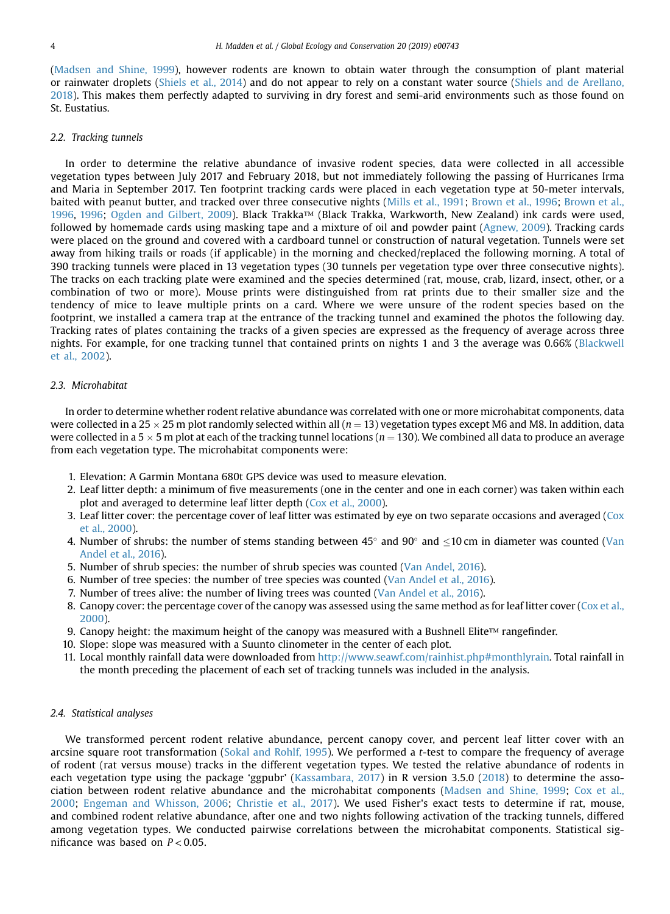(Madsen and Shine, 1999), however rodents are known to obtain water through the consumption of plant material or rainwater droplets (Shiels et al., 2014) and do not appear to rely on a constant water source (Shiels and de Arellano, 2018). This makes them perfectly adapted to surviving in dry forest and semi-arid environments such as those found on St. Eustatius.

### 2.2. Tracking tunnels

In order to determine the relative abundance of invasive rodent species, data were collected in all accessible vegetation types between July 2017 and February 2018, but not immediately following the passing of Hurricanes Irma and Maria in September 2017. Ten footprint tracking cards were placed in each vegetation type at 50-meter intervals, baited with peanut butter, and tracked over three consecutive nights (Mills et al., 1991; Brown et al., 1996; Brown et al., 1996, 1996; Ogden and Gilbert, 2009). Black Trakka™ (Black Trakka, Warkworth, New Zealand) ink cards were used, followed by homemade cards using masking tape and a mixture of oil and powder paint (Agnew, 2009). Tracking cards were placed on the ground and covered with a cardboard tunnel or construction of natural vegetation. Tunnels were set away from hiking trails or roads (if applicable) in the morning and checked/replaced the following morning. A total of 390 tracking tunnels were placed in 13 vegetation types (30 tunnels per vegetation type over three consecutive nights). The tracks on each tracking plate were examined and the species determined (rat, mouse, crab, lizard, insect, other, or a combination of two or more). Mouse prints were distinguished from rat prints due to their smaller size and the tendency of mice to leave multiple prints on a card. Where we were unsure of the rodent species based on the footprint, we installed a camera trap at the entrance of the tracking tunnel and examined the photos the following day. Tracking rates of plates containing the tracks of a given species are expressed as the frequency of average across three nights. For example, for one tracking tunnel that contained prints on nights 1 and 3 the average was 0.66% (Blackwell et al., 2002).

### 2.3. Microhabitat

In order to determine whether rodent relative abundance was correlated with one or more microhabitat components, data were collected in a 25 × 25 m plot randomly selected within all ($n = 13$) vegetation types except M6 and M8. In addition, data were collected in a 5 × 5 m plot at each of the tracking tunnel locations ($n = 130$). We combined all data to produce an average from each vegetation type. The microhabitat components were:

1. Elevation: A Garmin Montana 680t GPS device was used to measure elevation.
2. Leaf litter depth: a minimum of five measurements (one in the center and one in each corner) was taken within each plot and averaged to determine leaf litter depth (Cox et al., 2000).
3. Leaf litter cover: the percentage cover of leaf litter was estimated by eye on two separate occasions and averaged (Cox et al., 2000).
4. Number of shrubs: the number of stems standing between 45° and 90° and ≤10 cm in diameter was counted (Van Andel et al., 2016).
5. Number of shrub species: the number of shrub species was counted (Van Andel, 2016).
6. Number of tree species: the number of tree species was counted (Van Andel et al., 2016).
7. Number of trees alive: the number of living trees was counted (Van Andel et al., 2016).
8. Canopy cover: the percentage cover of the canopy was assessed using the same method as for leaf litter cover (Cox et al., 2000).
9. Canopy height: the maximum height of the canopy was measured with a Bushnell Elite™ rangefinder.
10. Slope: slope was measured with a Suunto clinometer in the center of each plot.
11. Local monthly rainfall data were downloaded from http://www.seawf.com/rainhist.php#monthlyrain. Total rainfall in the month preceding the placement of each set of tracking tunnels was included in the analysis.

### 2.4. Statistical analyses

We transformed percent rodent relative abundance, percent canopy cover, and percent leaf litter cover with an arcsine square root transformation (Sokal and Rohlf, 1995). We performed a *t*-test to compare the frequency of average of rodent (rat versus mouse) tracks in the different vegetation types. We tested the relative abundance of rodents in each vegetation type using the package 'ggpubr' (Kassambara, 2017) in R version 3.5.0 (2018) to determine the association between rodent relative abundance and the microhabitat components (Madsen and Shine, 1999; Cox et al., 2000; Engeman and Whisson, 2006; Christie et al., 2017). We used Fisher's exact tests to determine if rat, mouse, and combined rodent relative abundance, after one and two nights following activation of the tracking tunnels, differed among vegetation types. We conducted pairwise correlations between the microhabitat components. Statistical significance was based on $P < 0.05$.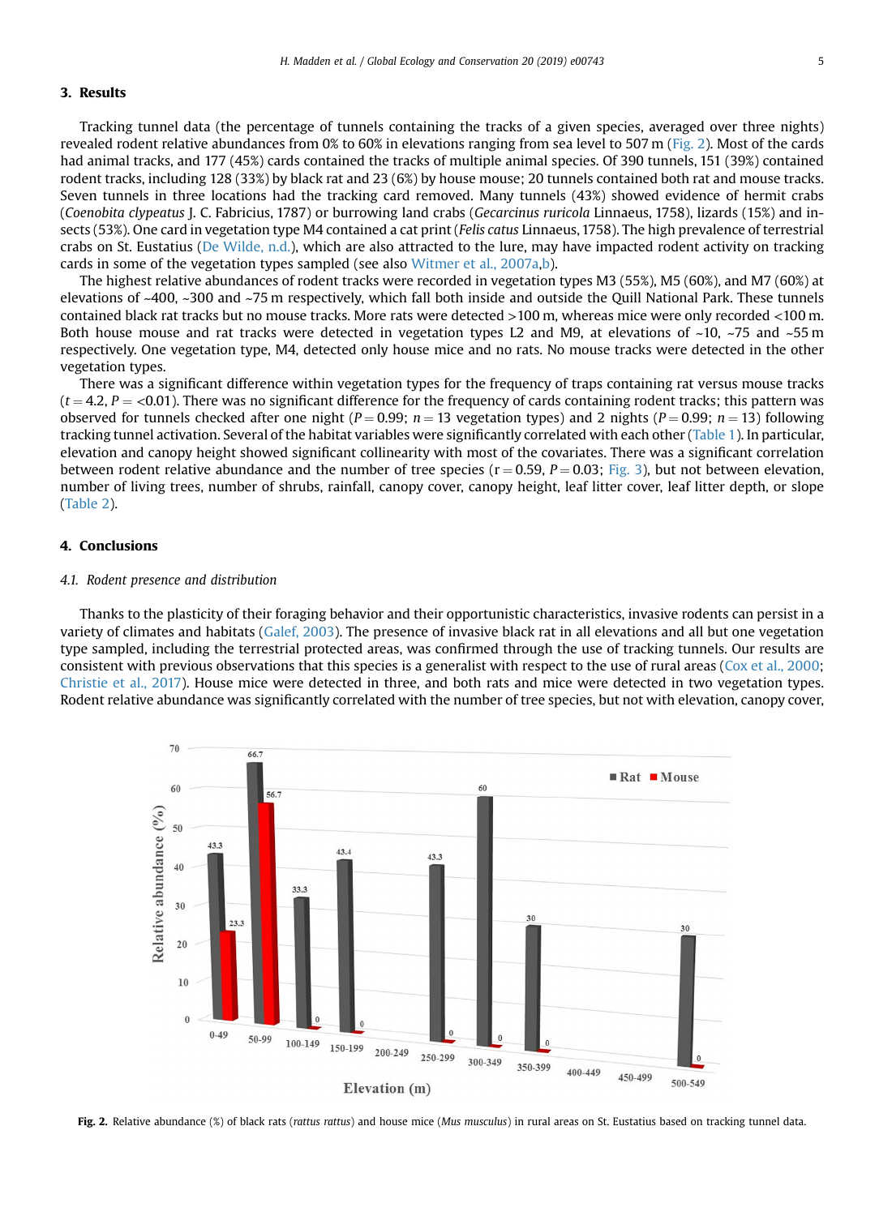## 3. Results

Tracking tunnel data (the percentage of tunnels containing the tracks of a given species, averaged over three nights) revealed rodent relative abundances from 0% to 60% in elevations ranging from sea level to 507 m (Fig. 2). Most of the cards had animal tracks, and 177 (45%) cards contained the tracks of multiple animal species. Of 390 tunnels, 151 (39%) contained rodent tracks, including 128 (33%) by black rat and 23 (6%) by house mouse; 20 tunnels contained both rat and mouse tracks. Seven tunnels in three locations had the tracking card removed. Many tunnels (43%) showed evidence of hermit crabs (*Coenobita clypeatus* J. C. Fabricius, 1787) or burrowing land crabs (*Gecarcinus ruricola* Linnaeus, 1758), lizards (15%) and insects (53%). One card in vegetation type M4 contained a cat print (*Felis catus* Linnaeus, 1758). The high prevalence of terrestrial crabs on St. Eustatius (De Wilde, n.d.), which are also attracted to the lure, may have impacted rodent activity on tracking cards in some of the vegetation types sampled (see also Witmer et al., 2007a,b).

The highest relative abundances of rodent tracks were recorded in vegetation types M3 (55%), M5 (60%), and M7 (60%) at elevations of ~400, ~300 and ~75 m respectively, which fall both inside and outside the Quill National Park. These tunnels contained black rat tracks but no mouse tracks. More rats were detected >100 m, whereas mice were only recorded <100 m. Both house mouse and rat tracks were detected in vegetation types L2 and M9, at elevations of ~10, ~75 and ~55 m respectively. One vegetation type, M4, detected only house mice and no rats. No mouse tracks were detected in the other vegetation types.

There was a significant difference within vegetation types for the frequency of traps containing rat versus mouse tracks ($t = 4.2$, $P = <0.01$). There was no significant difference for the frequency of cards containing rodent tracks; this pattern was observed for tunnels checked after one night ($P = 0.99$; $n = 13$ vegetation types) and 2 nights ($P = 0.99$; $n = 13$) following tracking tunnel activation. Several of the habitat variables were significantly correlated with each other (Table 1). In particular, elevation and canopy height showed significant collinearity with most of the covariates. There was a significant correlation between rodent relative abundance and the number of tree species ($r = 0.59$, $P = 0.03$; Fig. 3), but not between elevation, number of living trees, number of shrubs, rainfall, canopy cover, canopy height, leaf litter cover, leaf litter depth, or slope (Table 2).

## 4. Conclusions

### 4.1. Rodent presence and distribution

Thanks to the plasticity of their foraging behavior and their opportunistic characteristics, invasive rodents can persist in a variety of climates and habitats (Galef, 2003). The presence of invasive black rat in all elevations and all but one vegetation type sampled, including the terrestrial protected areas, was confirmed through the use of tracking tunnels. Our results are consistent with previous observations that this species is a generalist with respect to the use of rural areas (Cox et al., 2000; Christie et al., 2017). House mice were detected in three, and both rats and mice were detected in two vegetation types. Rodent relative abundance was significantly correlated with the number of tree species, but not with elevation, canopy cover,

**Fig. 2.** Relative abundance (%) of black rats (*rattus rattus*) and house mice (*Mus musculus*) in rural areas on St. Eustatius based on tracking tunnel data.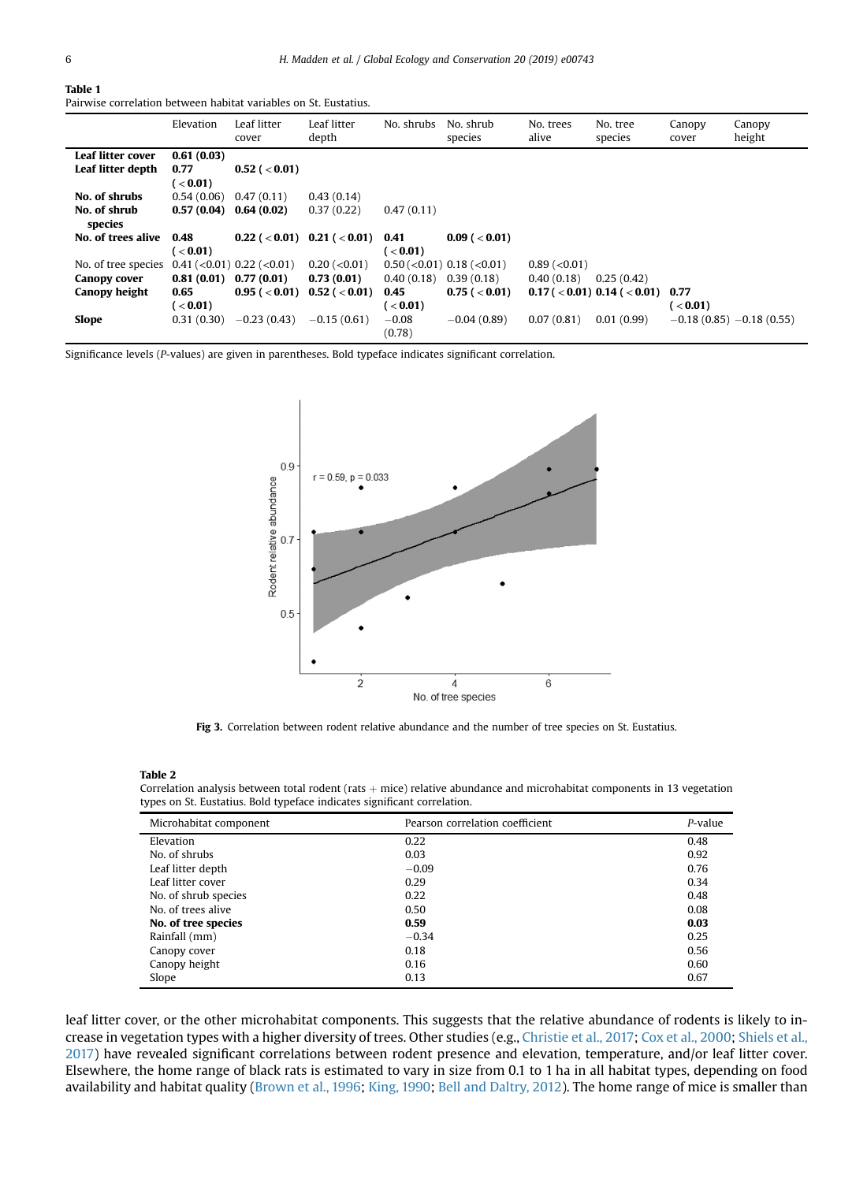**Table 1**
Pairwise correlation between habitat variables on St. Eustatius.

| | Elevation | Leaf litter cover | Leaf litter depth | No. shrubs | No. shrub species | No. trees alive | No. tree species | Canopy cover | Canopy height |
|---|---|---|---|---|---|---|---|---|---|
| **Leaf litter cover** | **0.61 (0.03)** | | | | | | | | |
| **Leaf litter depth** | **0.77 (<0.01)** | **0.52 (<0.01)** | | | | | | | |
| **No. of shrubs** | 0.54 (0.06) | 0.47 (0.11) | 0.43 (0.14) | | | | | | |
| **No. of shrub species** | **0.57 (0.04)** | **0.64 (0.02)** | 0.37 (0.22) | 0.47 (0.11) | | | | | |
| **No. of trees alive** | **0.48 (<0.01)** | **0.22 (<0.01)** | **0.21 (<0.01)** | **0.41 (<0.01)** | **0.09 (<0.01)** | | | | |
| No. of tree species | 0.41 (<0.01) | 0.22 (<0.01) | 0.20 (<0.01) | 0.50 (<0.01) | 0.18 (<0.01) | 0.89 (<0.01) | | | |
| **Canopy cover** | **0.81 (0.01)** | **0.77 (0.01)** | **0.73 (0.01)** | 0.40 (0.18) | 0.39 (0.18) | 0.40 (0.18) | 0.25 (0.42) | | |
| **Canopy height** | **0.65 (<0.01)** | **0.95 (<0.01)** | **0.52 (<0.01)** | **0.45 (<0.01)** | **0.75 (<0.01)** | **0.17 (<0.01)** | **0.14 (<0.01)** | **0.77 (<0.01)** | |
| **Slope** | 0.31 (0.30) | −0.23 (0.43) | −0.15 (0.61) | −0.08 (0.78) | −0.04 (0.89) | 0.07 (0.81) | 0.01 (0.99) | −0.18 (0.85) | −0.18 (0.55) |

Significance levels (*P*-values) are given in parentheses. Bold typeface indicates significant correlation.

**Fig 3.** Correlation between rodent relative abundance and the number of tree species on St. Eustatius.

**Table 2**
Correlation analysis between total rodent (rats + mice) relative abundance and microhabitat components in 13 vegetation types on St. Eustatius. Bold typeface indicates significant correlation.

| Microhabitat component | Pearson correlation coefficient | *P*-value |
|---|---|---|
| Elevation | 0.22 | 0.48 |
| No. of shrubs | 0.03 | 0.92 |
| Leaf litter depth | −0.09 | 0.76 |
| Leaf litter cover | 0.29 | 0.34 |
| No. of shrub species | 0.22 | 0.48 |
| No. of trees alive | 0.50 | 0.08 |
| **No. of tree species** | **0.59** | **0.03** |
| Rainfall (mm) | −0.34 | 0.25 |
| Canopy cover | 0.18 | 0.56 |
| Canopy height | 0.16 | 0.60 |
| Slope | 0.13 | 0.67 |

leaf litter cover, or the other microhabitat components. This suggests that the relative abundance of rodents is likely to increase in vegetation types with a higher diversity of trees. Other studies (e.g., Christie et al., 2017; Cox et al., 2000; Shiels et al., 2017) have revealed significant correlations between rodent presence and elevation, temperature, and/or leaf litter cover. Elsewhere, the home range of black rats is estimated to vary in size from 0.1 to 1 ha in all habitat types, depending on food availability and habitat quality (Brown et al., 1996; King, 1990; Bell and Daltry, 2012). The home range of mice is smaller than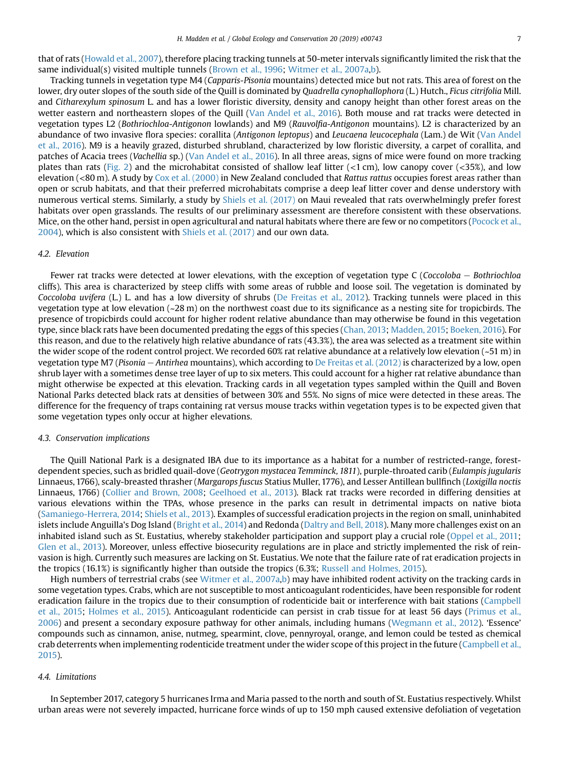that of rats (Howald et al., 2007), therefore placing tracking tunnels at 50-meter intervals significantly limited the risk that the same individual(s) visited multiple tunnels (Brown et al., 1996; Witmer et al., 2007a,b).

Tracking tunnels in vegetation type M4 (*Capparis-Pisonia* mountains) detected mice but not rats. This area of forest on the lower, dry outer slopes of the south side of the Quill is dominated by *Quadrella cynophallophora* (L.) Hutch., *Ficus citrifolia* Mill. and *Citharexylum spinosum* L. and has a lower floristic diversity, density and canopy height than other forest areas on the wetter eastern and northeastern slopes of the Quill (Van Andel et al., 2016). Both mouse and rat tracks were detected in vegetation types L2 (*Bothriochloa-Antigonon* lowlands) and M9 (*Rauvolfia-Antigonon* mountains). L2 is characterized by an abundance of two invasive flora species: corallita (*Antigonon leptopus*) and *Leucaena leucocephala* (Lam.) de Wit (Van Andel et al., 2016). M9 is a heavily grazed, disturbed shrubland, characterized by low floristic diversity, a carpet of corallita, and patches of Acacia trees (*Vachellia* sp.) (Van Andel et al., 2016). In all three areas, signs of mice were found on more tracking plates than rats (Fig. 2) and the microhabitat consisted of shallow leaf litter (<1 cm), low canopy cover (<35%), and low elevation (<80 m). A study by Cox et al. (2000) in New Zealand concluded that *Rattus rattus* occupies forest areas rather than open or scrub habitats, and that their preferred microhabitats comprise a deep leaf litter cover and dense understory with numerous vertical stems. Similarly, a study by Shiels et al. (2017) on Maui revealed that rats overwhelmingly prefer forest habitats over open grasslands. The results of our preliminary assessment are therefore consistent with these observations. Mice, on the other hand, persist in open agricultural and natural habitats where there are few or no competitors (Pocock et al., 2004), which is also consistent with Shiels et al. (2017) and our own data.

### 4.2. Elevation

Fewer rat tracks were detected at lower elevations, with the exception of vegetation type C (*Coccoloba – Bothriochloa* cliffs). This area is characterized by steep cliffs with some areas of rubble and loose soil. The vegetation is dominated by *Coccoloba uvifera* (L.) L. and has a low diversity of shrubs (De Freitas et al., 2012). Tracking tunnels were placed in this vegetation type at low elevation (~28 m) on the northwest coast due to its significance as a nesting site for tropicbirds. The presence of tropicbirds could account for higher rodent relative abundance than may otherwise be found in this vegetation type, since black rats have been documented predating the eggs of this species (Chan, 2013; Madden, 2015; Boeken, 2016). For this reason, and due to the relatively high relative abundance of rats (43.3%), the area was selected as a treatment site within the wider scope of the rodent control project. We recorded 60% rat relative abundance at a relatively low elevation (~51 m) in vegetation type M7 (*Pisonia – Antirhea* mountains), which according to De Freitas et al. (2012) is characterized by a low, open shrub layer with a sometimes dense tree layer of up to six meters. This could account for a higher rat relative abundance than might otherwise be expected at this elevation. Tracking cards in all vegetation types sampled within the Quill and Boven National Parks detected black rats at densities of between 30% and 55%. No signs of mice were detected in these areas. The difference for the frequency of traps containing rat versus mouse tracks within vegetation types is to be expected given that some vegetation types only occur at higher elevations.

### 4.3. Conservation implications

The Quill National Park is a designated IBA due to its importance as a habitat for a number of restricted-range, forest-dependent species, such as bridled quail-dove (*Geotrygon mystacea Temminck, 1811*), purple-throated carib (*Eulampis jugularis* Linnaeus, 1766), scaly-breasted thrasher (*Margarops fuscus* Statius Muller, 1776), and Lesser Antillean bullfinch (*Loxigilla noctis* Linnaeus, 1766) (Collier and Brown, 2008; Geelhoed et al., 2013). Black rat tracks were recorded in differing densities at various elevations within the TPAs, whose presence in the parks can result in detrimental impacts on native biota (Samaniego-Herrera, 2014; Shiels et al., 2013). Examples of successful eradication projects in the region on small, uninhabited islets include Anguilla's Dog Island (Bright et al., 2014) and Redonda (Daltry and Bell, 2018). Many more challenges exist on an inhabited island such as St. Eustatius, whereby stakeholder participation and support play a crucial role (Oppel et al., 2011; Glen et al., 2013). Moreover, unless effective biosecurity regulations are in place and strictly implemented the risk of reinvasion is high. Currently such measures are lacking on St. Eustatius. We note that the failure rate of rat eradication projects in the tropics (16.1%) is significantly higher than outside the tropics (6.3%; Russell and Holmes, 2015).

High numbers of terrestrial crabs (see Witmer et al., 2007a,b) may have inhibited rodent activity on the tracking cards in some vegetation types. Crabs, which are not susceptible to most anticoagulant rodenticides, have been responsible for rodent eradication failure in the tropics due to their consumption of rodenticide bait or interference with bait stations (Campbell et al., 2015; Holmes et al., 2015). Anticoagulant rodenticide can persist in crab tissue for at least 56 days (Primus et al., 2006) and present a secondary exposure pathway for other animals, including humans (Wegmann et al., 2012). 'Essence' compounds such as cinnamon, anise, nutmeg, spearmint, clove, pennyroyal, orange, and lemon could be tested as chemical crab deterrents when implementing rodenticide treatment under the wider scope of this project in the future (Campbell et al., 2015).

### 4.4. Limitations

In September 2017, category 5 hurricanes Irma and Maria passed to the north and south of St. Eustatius respectively. Whilst urban areas were not severely impacted, hurricane force winds of up to 150 mph caused extensive defoliation of vegetation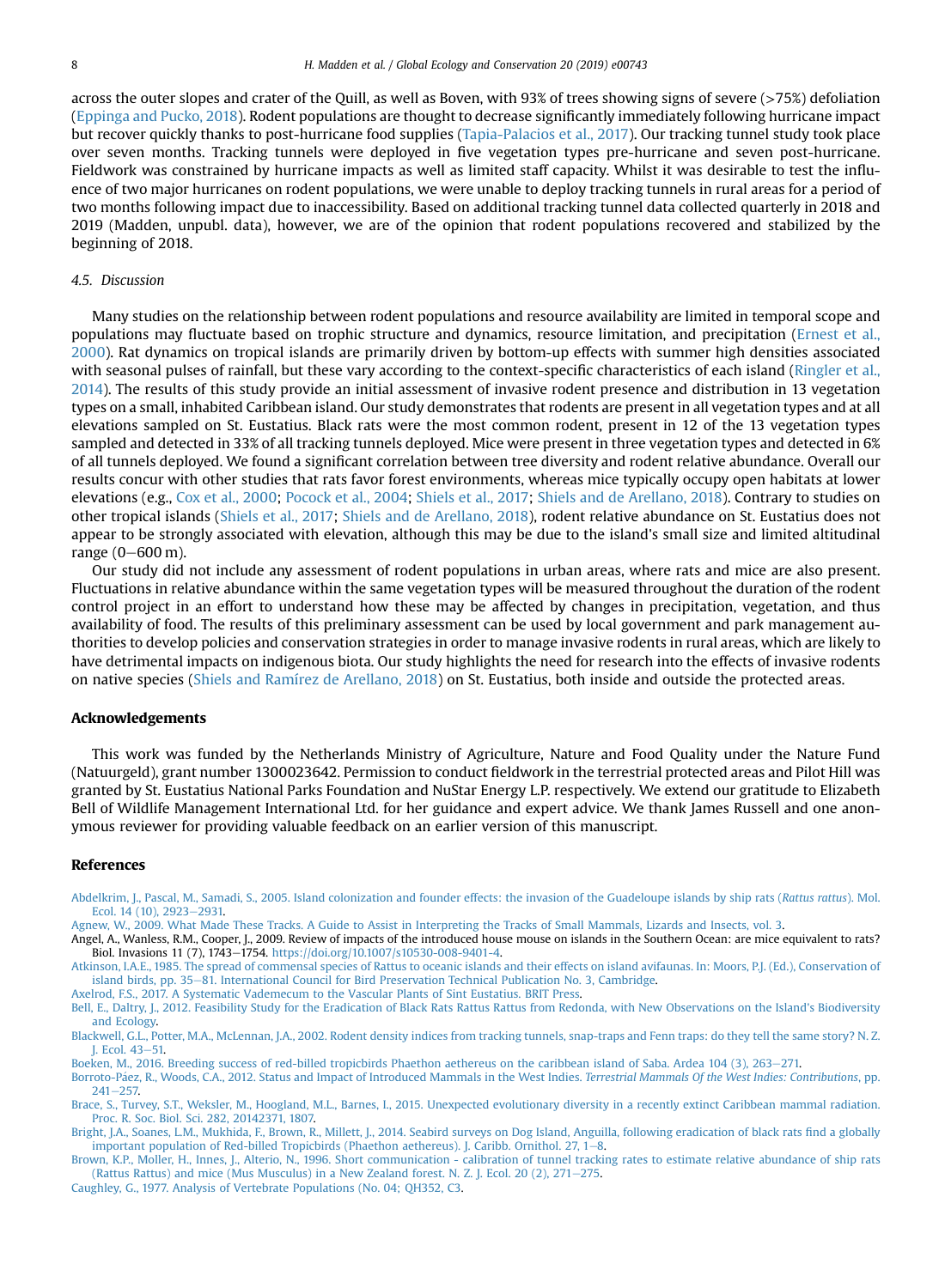across the outer slopes and crater of the Quill, as well as Boven, with 93% of trees showing signs of severe (>75%) defoliation (Eppinga and Pucko, 2018). Rodent populations are thought to decrease significantly immediately following hurricane impact but recover quickly thanks to post-hurricane food supplies (Tapia-Palacios et al., 2017). Our tracking tunnel study took place over seven months. Tracking tunnels were deployed in five vegetation types pre-hurricane and seven post-hurricane. Fieldwork was constrained by hurricane impacts as well as limited staff capacity. Whilst it was desirable to test the influence of two major hurricanes on rodent populations, we were unable to deploy tracking tunnels in rural areas for a period of two months following impact due to inaccessibility. Based on additional tracking tunnel data collected quarterly in 2018 and 2019 (Madden, unpubl. data), however, we are of the opinion that rodent populations recovered and stabilized by the beginning of 2018.

### 4.5. Discussion

Many studies on the relationship between rodent populations and resource availability are limited in temporal scope and populations may fluctuate based on trophic structure and dynamics, resource limitation, and precipitation (Ernest et al., 2000). Rat dynamics on tropical islands are primarily driven by bottom-up effects with summer high densities associated with seasonal pulses of rainfall, but these vary according to the context-specific characteristics of each island (Ringler et al., 2014). The results of this study provide an initial assessment of invasive rodent presence and distribution in 13 vegetation types on a small, inhabited Caribbean island. Our study demonstrates that rodents are present in all vegetation types and at all elevations sampled on St. Eustatius. Black rats were the most common rodent, present in 12 of the 13 vegetation types sampled and detected in 33% of all tracking tunnels deployed. Mice were present in three vegetation types and detected in 6% of all tunnels deployed. We found a significant correlation between tree diversity and rodent relative abundance. Overall our results concur with other studies that rats favor forest environments, whereas mice typically occupy open habitats at lower elevations (e.g., Cox et al., 2000; Pocock et al., 2004; Shiels et al., 2017; Shiels and de Arellano, 2018). Contrary to studies on other tropical islands (Shiels et al., 2017; Shiels and de Arellano, 2018), rodent relative abundance on St. Eustatius does not appear to be strongly associated with elevation, although this may be due to the island's small size and limited altitudinal range (0–600 m).

Our study did not include any assessment of rodent populations in urban areas, where rats and mice are also present. Fluctuations in relative abundance within the same vegetation types will be measured throughout the duration of the rodent control project in an effort to understand how these may be affected by changes in precipitation, vegetation, and thus availability of food. The results of this preliminary assessment can be used by local government and park management authorities to develop policies and conservation strategies in order to manage invasive rodents in rural areas, which are likely to have detrimental impacts on indigenous biota. Our study highlights the need for research into the effects of invasive rodents on native species (Shiels and Ramírez de Arellano, 2018) on St. Eustatius, both inside and outside the protected areas.

## Acknowledgements

This work was funded by the Netherlands Ministry of Agriculture, Nature and Food Quality under the Nature Fund (Natuurgeld), grant number 1300023642. Permission to conduct fieldwork in the terrestrial protected areas and Pilot Hill was granted by St. Eustatius National Parks Foundation and NuStar Energy L.P. respectively. We extend our gratitude to Elizabeth Bell of Wildlife Management International Ltd. for her guidance and expert advice. We thank James Russell and one anonymous reviewer for providing valuable feedback on an earlier version of this manuscript.

## References

Abdelkrim, J., Pascal, M., Samadi, S., 2005. Island colonization and founder effects: the invasion of the Guadeloupe islands by ship rats (*Rattus rattus*). Mol. Ecol. 14 (10), 2923–2931.

Agnew, W., 2009. What Made These Tracks. A Guide to Assist in Interpreting the Tracks of Small Mammals, Lizards and Insects, vol. 3.

Angel, A., Wanless, R.M., Cooper, J., 2009. Review of impacts of the introduced house mouse on islands in the Southern Ocean: are mice equivalent to rats? Biol. Invasions 11 (7), 1743–1754. https://doi.org/10.1007/s10530-008-9401-4.

Atkinson, I.A.E., 1985. The spread of commensal species of Rattus to oceanic islands and their effects on island avifaunas. In: Moors, P.J. (Ed.), Conservation of island birds, pp. 35–81. International Council for Bird Preservation Technical Publication No. 3, Cambridge.

Axelrod, F.S., 2017. A Systematic Vademecum to the Vascular Plants of Sint Eustatius. BRIT Press.

Bell, E., Daltry, J., 2012. Feasibility Study for the Eradication of Black Rats Rattus Rattus from Redonda, with New Observations on the Island's Biodiversity and Ecology.

Blackwell, G.L., Potter, M.A., McLennan, J.A., 2002. Rodent density indices from tracking tunnels, snap-traps and Fenn traps: do they tell the same story? N. Z. J. Ecol. 43–51.

Boeken, M., 2016. Breeding success of red-billed tropicbirds Phaethon aethereus on the caribbean island of Saba. Ardea 104 (3), 263–271.

Borroto-Páez, R., Woods, C.A., 2012. Status and Impact of Introduced Mammals in the West Indies. *Terrestrial Mammals Of the West Indies: Contributions*, pp. 241–257.

Brace, S., Turvey, S.T., Weksler, M., Hoogland, M.L., Barnes, I., 2015. Unexpected evolutionary diversity in a recently extinct Caribbean mammal radiation. Proc. R. Soc. Biol. Sci. 282, 20142371, 1807.

Bright, J.A., Soanes, L.M., Mukhida, F., Brown, R., Millett, J., 2014. Seabird surveys on Dog Island, Anguilla, following eradication of black rats find a globally important population of Red-billed Tropicbirds (Phaethon aethereus). J. Caribb. Ornithol. 27, 1–8.

Brown, K.P., Moller, H., Innes, J., Alterio, N., 1996. Short communication - calibration of tunnel tracking rates to estimate relative abundance of ship rats (Rattus Rattus) and mice (Mus Musculus) in a New Zealand forest. N. Z. J. Ecol. 20 (2), 271–275.

Caughley, G., 1977. Analysis of Vertebrate Populations (No. 04; QH352, C3.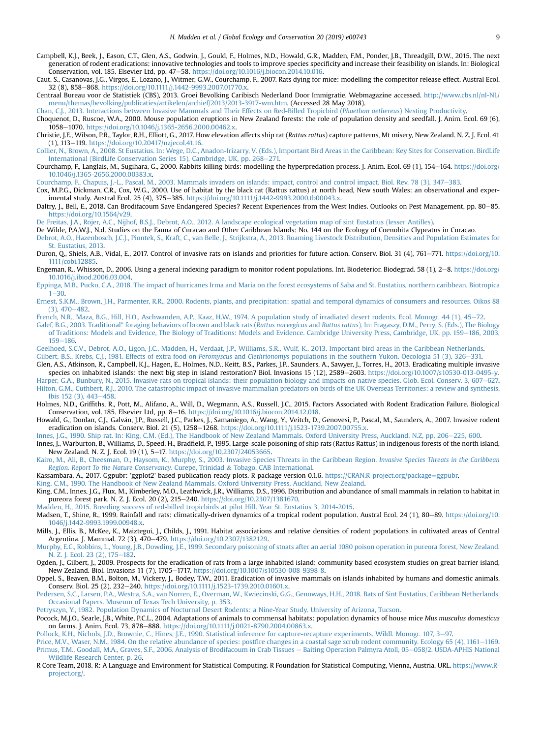Campbell, K.J., Beek, J., Eason, C.T., Glen, A.S., Godwin, J., Gould, F., Holmes, N.D., Howald, G.R., Madden, F.M., Ponder, J.B., Threadgill, D.W., 2015. The next generation of rodent eradications: innovative technologies and tools to improve species specificity and increase their feasibility on islands. In: Biological Conservation, vol. 185. Elsevier Ltd, pp. 47–58. https://doi.org/10.1016/j.biocon.2014.10.016.

Caut, S., Casanovas, J.G., Virgos, E., Lozano, J., Witmer, G.W., Courchamp, F., 2007. Rats dying for mice: modelling the competitor release effect. Austral Ecol. 32 (8), 858–868. https://doi.org/10.1111/j.1442-9993.2007.01770.x.

Centraal Bureau voor de Statistiek (CBS), 2013. Groei Bevolking Caribisch Nederland Door Immigratie. Webmagazine accessed. http://www.cbs.nl/nl-NL/menu/themas/bevolking/publicaties/artikelen/archief/2013/2013-3917-wm.htm. (Accessed 28 May 2018).

Chan, C.J., 2013. Interactions between Invasive Mammals and Their Effects on Red-Billed Tropicbird (*Phaethon aethereus*) Nesting Productivity.

Choquenot, D., Ruscoe, W.A., 2000. Mouse population eruptions in New Zealand forests: the role of population density and seedfall. J. Anim. Ecol. 69 (6), 1058–1070. https://doi.org/10.1046/j.1365-2656.2000.00462.x.

Christie, J.E., Wilson, P.R., Taylor, R.H., Elliott, G., 2017. How elevation affects ship rat (*Rattus rattus*) capture patterns, Mt misery, New Zealand. N. Z. J. Ecol. 41 (1), 113–119. https://doi.org/10.20417/nzjecol.41.16.

Collier, N., Brown, A., 2008. St Eustatius. In: Wege, D.C., Anadon-Irizarry, V. (Eds.), Important Bird Areas in the Caribbean: Key Sites for Conservation. BirdLife International (BirdLife Conservation Series 15), Cambridge, UK, pp. 268–271.

Courchamp, F., Langlais, M., Sugihara, G., 2000. Rabbits killing birds: modelling the hyperpredation process. J. Anim. Ecol. 69 (1), 154–164. https://doi.org/10.1046/j.1365-2656.2000.00383.x.

Courchamp, F., Chapuis, J.-L., Pascal, M., 2003. Mammals invaders on islands: impact, control and control impact. Biol. Rev. 78 (3), 347–383.

Cox, M.P.G., Dickman, C.R., Cox, W.G., 2000. Use of habitat by the black rat (Rattus rattus) at north head, New south Wales: an observational and experimental study. Austral Ecol. 25 (4), 375–385. https://doi.org/10.1111/j.1442-9993.2000.tb00043.x.

Daltry, J., Bell, E., 2018. Can Brodifacoum Save Endangered Species? Recent Experiences from the West Indies. Outlooks on Pest Management, pp. 80–85. https://doi.org/10.1564/v29.

De Freitas, J.A., Rojer, A.C., Nijhof, B.S.J., Debrot, A.O., 2012. A landscape ecological vegetation map of sint Eustatius (lesser Antilles).

De Wilde, P.A.W.J., N.d. Studies on the Fauna of Curacao and Other Caribbean Islands: No. 144 on the Ecology of Coenobita Clypeatus in Curacao.

Debrot, A.O., Hazenbosch, J.C.J., Piontek, S., Kraft, C., van Belle, J., Strijkstra, A., 2013. Roaming Livestock Distribution, Densities and Population Estimates for St. Eustatius, 2013.

Duron, Q., Shiels, A.B., Vidal, E., 2017. Control of invasive rats on islands and priorities for future action. Conserv. Biol. 31 (4), 761–771. https://doi.org/10.1111/cobi.12885.

Engeman, R., Whisson, D., 2006. Using a general indexing paradigm to monitor rodent populations. Int. Biodeterior. Biodegrad. 58 (1), 2–8. https://doi.org/10.1016/j.ibiod.2006.03.004.

Eppinga, M.B., Pucko, C.A., 2018. The impact of hurricanes Irma and Maria on the forest ecosystems of Saba and St. Eustatius, northern caribbean. Biotropica 1–30.

Ernest, S.K.M., Brown, J.H., Parmenter, R.R., 2000. Rodents, plants, and precipitation: spatial and temporal dynamics of consumers and resources. Oikos 88 (3), 470–482.

French, N.R., Maza, B.G., Hill, H.O., Aschwanden, A.P., Kaaz, H.W., 1974. A population study of irradiated desert rodents. Ecol. Monogr. 44 (1), 45–72.

Galef, B.G., 2003. Traditional" foraging behaviors of brown and black rats (*Rattus norvegicus* and *Rattus rattus*). In: Fragaszy, D.M., Perry, S. (Eds.), The Biology of Traditions: Models and Evidence, The Biology of Traditions: Models and Evidence. Cambridge University Press, Cambridge, UK, pp. 159–186, 2003, 159–186.

Geelhoed, S.C.V., Debrot, A.O., Ligon, J.C., Madden, H., Verdaat, J.P., Williams, S.R., Wulf, K., 2013. Important bird areas in the Caribbean Netherlands.

Gilbert, B.S., Krebs, C.J., 1981. Effects of extra food on *Peromyscus* and *Clethrionomys* populations in the southern Yukon. Oecologia 51 (3), 326–331.

Glen, A.S., Atkinson, R., Campbell, K.J., Hagen, E., Holmes, N.D., Keitt, B.S., Parkes, J.P., Saunders, A., Sawyer, J., Torres, H., 2013. Eradicating multiple invasive species on inhabited islands: the next big step in island restoration? Biol. Invasions 15 (12), 2589–2603. https://doi.org/10.1007/s10530-013-0495-y.

Harper, G.A., Bunbury, N., 2015. Invasive rats on tropical islands: their population biology and impacts on native species. Glob. Ecol. Conserv. 3, 607–627.

Hilton, G.M., Cuthbert, R.J., 2010. The catastrophic impact of invasive mammalian predators on birds of the UK Overseas Territories: a review and synthesis. Ibis 152 (3), 443–458.

Holmes, N.D., Griffiths, R., Pott, M., Alifano, A., Will, D., Wegmann, A.S., Russell, J.C., 2015. Factors Associated with Rodent Eradication Failure. Biological Conservation, vol. 185. Elsevier Ltd, pp. 8–16. https://doi.org/10.1016/j.biocon.2014.12.018.

Howald, G., Donlan, C.J., Galván, J.P., Russell, J.C., Parkes, J., Samaniego, A., Wang, Y., Veitch, D., Genovesi, P., Pascal, M., Saunders, A., 2007. Invasive rodent eradication on islands. Conserv. Biol. 21 (5), 1258–1268. https://doi.org/10.1111/j.1523-1739.2007.00755.x.

Innes, J.G., 1990. Ship rat. In: King, C.M. (Ed.), The Handbook of New Zealand Mammals. Oxford University Press, Auckland, N.Z, pp. 206–225, 600.

Innes, J., Warburton, B., Williams, D., Speed, H., Bradfield, P., 1995. Large-scale poisoning of ship rats (Rattus Rattus) in indigenous forests of the north island, New Zealand. N. Z. J. Ecol. 19 (1), 5–17. https://doi.org/10.2307/24053665.

Kairo, M., Ali, B., Cheesman, O., Haysom, K., Murphy, S., 2003. Invasive Species Threats in the Caribbean Region. *Invasive Species Threats in the Caribbean Region. Report To the Nature Conservancy.* Curepe, Trinidad & Tobago. CAB International.

Kassambara, A., 2017. Ggpubr: 'ggplot2' based publication ready plots. R package version 0.1.6. https://CRAN.R-project.org/package=ggpubr.

King, C.M., 1990. The Handbook of New Zealand Mammals. Oxford University Press, Auckland, New Zealand.

King, C.M., Innes, J.G., Flux, M., Kimberley, M.O., Leathwick, J.R., Williams, D.S., 1996. Distribution and abundance of small mammals in relation to habitat in pureora forest park. N. Z. J. Ecol. 20 (2), 215–240. https://doi.org/10.2307/1381670.

Madden, H., 2015. Breeding success of red-billed tropicbirds at pilot Hill. Year St. Eustatius 3, 2014-2015.

Madsen, T., Shine, R., 1999. Rainfall and rats: climatically-driven dynamics of a tropical rodent population. Austral Ecol. 24 (1), 80–89. https://doi.org/10.1046/j.1442-9993.1999.00948.x.

Mills, J., Ellis, B., McKee, K., Maiztegui, J., Childs, J., 1991. Habitat associations and relative densities of rodent populations in cultivated areas of Central Argentina. J. Mammal. 72 (3), 470–479. https://doi.org/10.2307/1382129.

Murphy, E.C., Robbins, L., Young, J.B., Dowding, J.E., 1999. Secondary poisoning of stoats after an aerial 1080 poison operation in pureora forest, New Zealand. N. Z. J. Ecol. 23 (2), 175–182.

Ogden, J., Gilbert, J., 2009. Prospects for the eradication of rats from a large inhabited island: community based ecosystem studies on great barrier island, New Zealand. Biol. Invasions 11 (7), 1705–1717. https://doi.org/10.1007/s10530-008-9398-8.

Oppel, S., Beaven, B.M., Bolton, M., Vickery, J., Bodey, T.W., 2011. Eradication of invasive mammals on islands inhabited by humans and domestic animals. Conserv. Biol. 25 (2), 232–240. https://doi.org/10.1111/j.1523-1739.2010.01601.x.

Pedersen, S.C., Larsen, P.A., Westra, S.A., van Norren, E., Overman, W., Kwiecinski, G.G., Genoways, H.H., 2018. Bats of Sint Eustatius, Caribbean Netherlands. Occasional Papers. Museum of Texas Tech University, p. 353.

Petryszyn, Y., 1982. Population Dynamics of Nocturnal Desert Rodents: a Nine-Year Study. University of Arizona, Tucson.

Pocock, M.J.O., Searle, J.B., White, P.C.L., 2004. Adaptations of animals to commensal habitats: population dynamics of house mice *Mus musculus domesticus* on farms. J. Anim. Ecol. 73, 878–888. https://doi.org/10.1111/j.0021-8790.2004.00863.x.

Pollock, K.H., Nichols, J.D., Brownie, C., Hines, J.E., 1990. Statistical inference for capture-recapture experiments. Wildl. Monogr. 107, 3–97.

Price, M.V., Waser, N.M., 1984. On the relative abundance of species: postfire changes in a coastal sage scrub rodent community. Ecology 65 (4), 1161–1169.

Primus, T.M., Goodall, M.A., Graves, S.F., 2006. Analysis of Brodifacoum in Crab Tissues – Baiting Operation Palmyra Atoll, 05–058/2. USDA-APHIS National Wildlife Research Center, p. 26.

R Core Team, 2018. R: A Language and Environment for Statistical Computing. R Foundation for Statistical Computing, Vienna, Austria. URL. https://www.R-project.org/.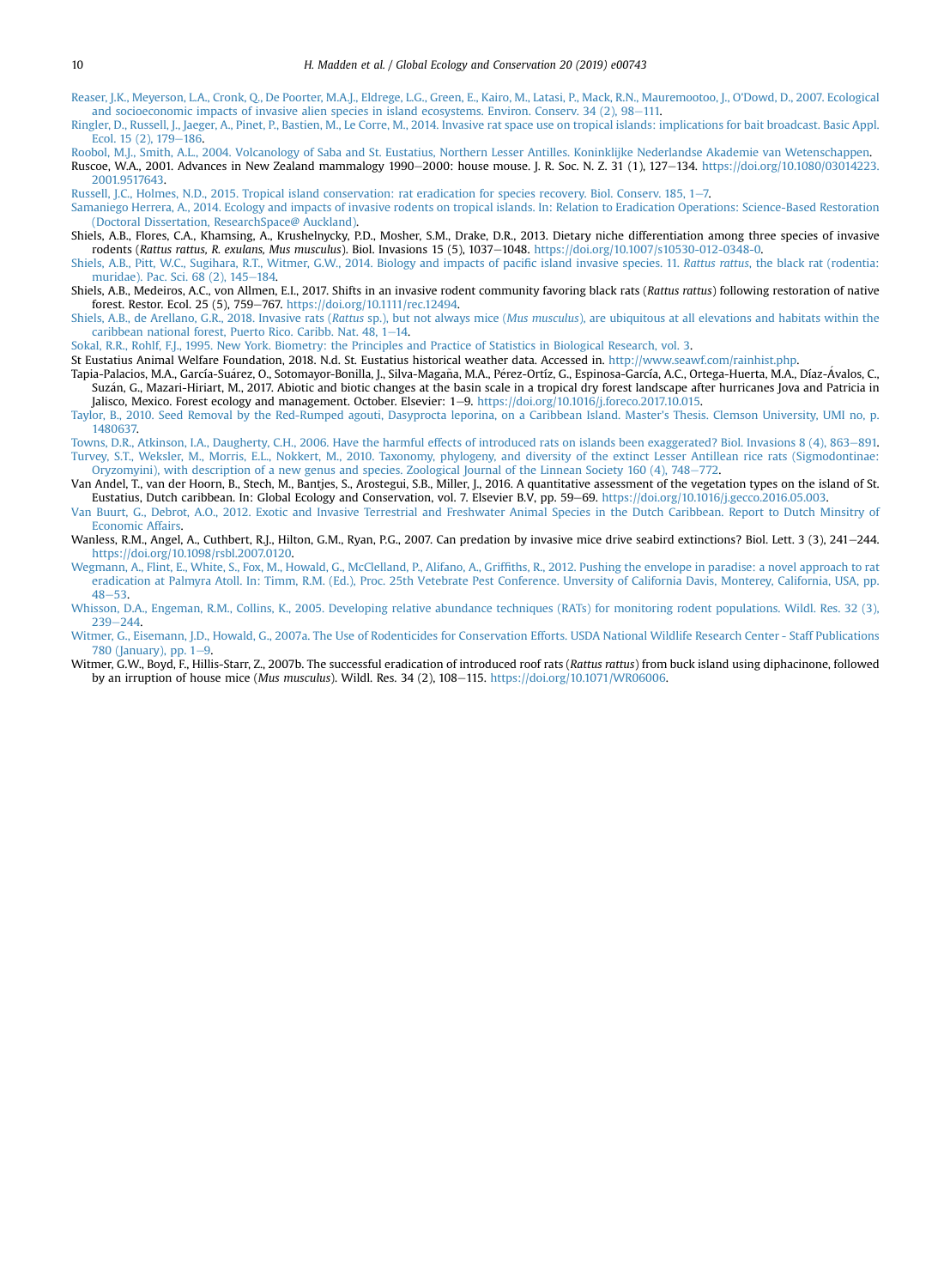Reaser, J.K., Meyerson, L.A., Cronk, Q., De Poorter, M.A.J., Eldrege, L.G., Green, E., Kairo, M., Latasi, P., Mack, R.N., Mauremootoo, J., O'Dowd, D., 2007. Ecological and socioeconomic impacts of invasive alien species in island ecosystems. Environ. Conserv. 34 (2), 98–111.

Ringler, D., Russell, J., Jaeger, A., Pinet, P., Bastien, M., Le Corre, M., 2014. Invasive rat space use on tropical islands: implications for bait broadcast. Basic Appl. Ecol. 15 (2), 179–186.

Roobol, M.J., Smith, A.L., 2004. Volcanology of Saba and St. Eustatius, Northern Lesser Antilles. Koninklijke Nederlandse Akademie van Wetenschappen.

Ruscoe, W.A., 2001. Advances in New Zealand mammalogy 1990–2000: house mouse. J. R. Soc. N. Z. 31 (1), 127–134. https://doi.org/10.1080/03014223.2001.9517643.

Russell, J.C., Holmes, N.D., 2015. Tropical island conservation: rat eradication for species recovery. Biol. Conserv. 185, 1–7.

Samaniego Herrera, A., 2014. Ecology and impacts of invasive rodents on tropical islands. In: Relation to Eradication Operations: Science-Based Restoration (Doctoral Dissertation, ResearchSpace@ Auckland).

Shiels, A.B., Flores, C.A., Khamsing, A., Krushelnycky, P.D., Mosher, S.M., Drake, D.R., 2013. Dietary niche differentiation among three species of invasive rodents (*Rattus rattus, R. exulans, Mus musculus*). Biol. Invasions 15 (5), 1037–1048. https://doi.org/10.1007/s10530-012-0348-0.

Shiels, A.B., Pitt, W.C., Sugihara, R.T., Witmer, G.W., 2014. Biology and impacts of pacific island invasive species. 11. *Rattus rattus*, the black rat (rodentia: muridae). Pac. Sci. 68 (2), 145–184.

Shiels, A.B., Medeiros, A.C., von Allmen, E.I., 2017. Shifts in an invasive rodent community favoring black rats (*Rattus rattus*) following restoration of native forest. Restor. Ecol. 25 (5), 759–767. https://doi.org/10.1111/rec.12494.

Shiels, A.B., de Arellano, G.R., 2018. Invasive rats (*Rattus* sp.), but not always mice (*Mus musculus*), are ubiquitous at all elevations and habitats within the caribbean national forest, Puerto Rico. Caribb. Nat. 48, 1–14.

Sokal, R.R., Rohlf, F.J., 1995. New York. Biometry: the Principles and Practice of Statistics in Biological Research, vol. 3.

St Eustatius Animal Welfare Foundation, 2018. N.d. St. Eustatius historical weather data. Accessed in. http://www.seawf.com/rainhist.php.

Tapia-Palacios, M.A., García-Suárez, O., Sotomayor-Bonilla, J., Silva-Magaña, M.A., Pérez-Ortíz, G., Espinosa-García, A.C., Ortega-Huerta, M.A., Díaz-Ávalos, C., Suzán, G., Mazari-Hiriart, M., 2017. Abiotic and biotic changes at the basin scale in a tropical dry forest landscape after hurricanes Jova and Patricia in Jalisco, Mexico. Forest ecology and management. October. Elsevier: 1–9. https://doi.org/10.1016/j.foreco.2017.10.015.

Taylor, B., 2010. Seed Removal by the Red-Rumped agouti, Dasyprocta leporina, on a Caribbean Island. Master's Thesis. Clemson University, UMI no, p. 1480637.

Towns, D.R., Atkinson, I.A., Daugherty, C.H., 2006. Have the harmful effects of introduced rats on islands been exaggerated? Biol. Invasions 8 (4), 863–891.

Turvey, S.T., Weksler, M., Morris, E.L., Nokkert, M., 2010. Taxonomy, phylogeny, and diversity of the extinct Lesser Antillean rice rats (Sigmodontinae: Oryzomyini), with description of a new genus and species. Zoological Journal of the Linnean Society 160 (4), 748–772.

Van Andel, T., van der Hoorn, B., Stech, M., Bantjes, S., Arostegui, S.B., Miller, J., 2016. A quantitative assessment of the vegetation types on the island of St. Eustatius, Dutch caribbean. In: Global Ecology and Conservation, vol. 7. Elsevier B.V, pp. 59–69. https://doi.org/10.1016/j.gecco.2016.05.003.

Van Buurt, G., Debrot, A.O., 2012. Exotic and Invasive Terrestrial and Freshwater Animal Species in the Dutch Caribbean. Report to Dutch Minsitry of Economic Affairs.

Wanless, R.M., Angel, A., Cuthbert, R.J., Hilton, G.M., Ryan, P.G., 2007. Can predation by invasive mice drive seabird extinctions? Biol. Lett. 3 (3), 241–244. https://doi.org/10.1098/rsbl.2007.0120.

Wegmann, A., Flint, E., White, S., Fox, M., Howald, G., McClelland, P., Alifano, A., Griffiths, R., 2012. Pushing the envelope in paradise: a novel approach to rat eradication at Palmyra Atoll. In: Timm, R.M. (Ed.), Proc. 25th Vetebrate Pest Conference. Unversity of California Davis, Monterey, California, USA, pp. 48–53.

Whisson, D.A., Engeman, R.M., Collins, K., 2005. Developing relative abundance techniques (RATs) for monitoring rodent populations. Wildl. Res. 32 (3), 239–244.

Witmer, G., Eisemann, J.D., Howald, G., 2007a. The Use of Rodenticides for Conservation Efforts. USDA National Wildlife Research Center - Staff Publications 780 (January), pp. 1–9.

Witmer, G.W., Boyd, F., Hillis-Starr, Z., 2007b. The successful eradication of introduced roof rats (*Rattus rattus*) from buck island using diphacinone, followed by an irruption of house mice (*Mus musculus*). Wildl. Res. 34 (2), 108–115. https://doi.org/10.1071/WR06006.